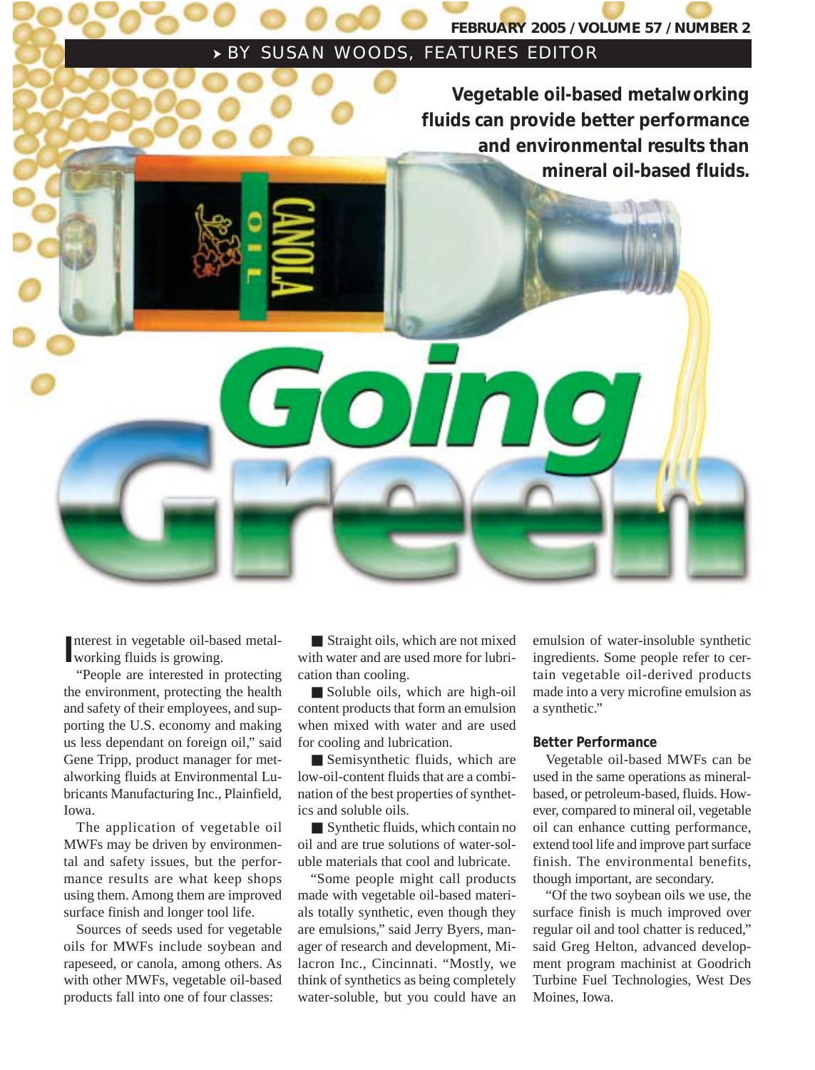# Going Green

BY SUSAN WOODS, FEATURES EDITOR

**Vegetable oil-based metalworking fluids can provide better performance and environmental results than mineral oil-based fluids.**

Interest in vegetable oil-based metalworking fluids is growing.

"People are interested in protecting the environment, protecting the health and safety of their employees, and supporting the U.S. economy and making us less dependant on foreign oil," said Gene Tripp, product manager for metalworking fluids at Environmental Lubricants Manufacturing Inc., Plainfield, Iowa.

The application of vegetable oil MWFs may be driven by environmental and safety issues, but the performance results are what keep shops using them. Among them are improved surface finish and longer tool life.

Sources of seeds used for vegetable oils for MWFs include soybean and rapeseed, or canola, among others. As with other MWFs, vegetable oil-based products fall into one of four classes:

- Straight oils, which are not mixed with water and are used more for lubrication than cooling.
- Soluble oils, which are high-oil content products that form an emulsion when mixed with water and are used for cooling and lubrication.
- Semisynthetic fluids, which are low-oil-content fluids that are a combination of the best properties of synthetics and soluble oils.
- Synthetic fluids, which contain no oil and are true solutions of water-soluble materials that cool and lubricate.

"Some people might call products made with vegetable oil-based materials totally synthetic, even though they are emulsions," said Jerry Byers, manager of research and development, Milacron Inc., Cincinnati. "Mostly, we think of synthetics as being completely water-soluble, but you could have an emulsion of water-insoluble synthetic ingredients. Some people refer to certain vegetable oil-derived products made into a very microfine emulsion as a synthetic."

### Better Performance

Vegetable oil-based MWFs can be used in the same operations as mineral-based, or petroleum-based, fluids. However, compared to mineral oil, vegetable oil can enhance cutting performance, extend tool life and improve part surface finish. The environmental benefits, though important, are secondary.

"Of the two soybean oils we use, the surface finish is much improved over regular oil and tool chatter is reduced," said Greg Helton, advanced development program machinist at Goodrich Turbine Fuel Technologies, West Des Moines, Iowa.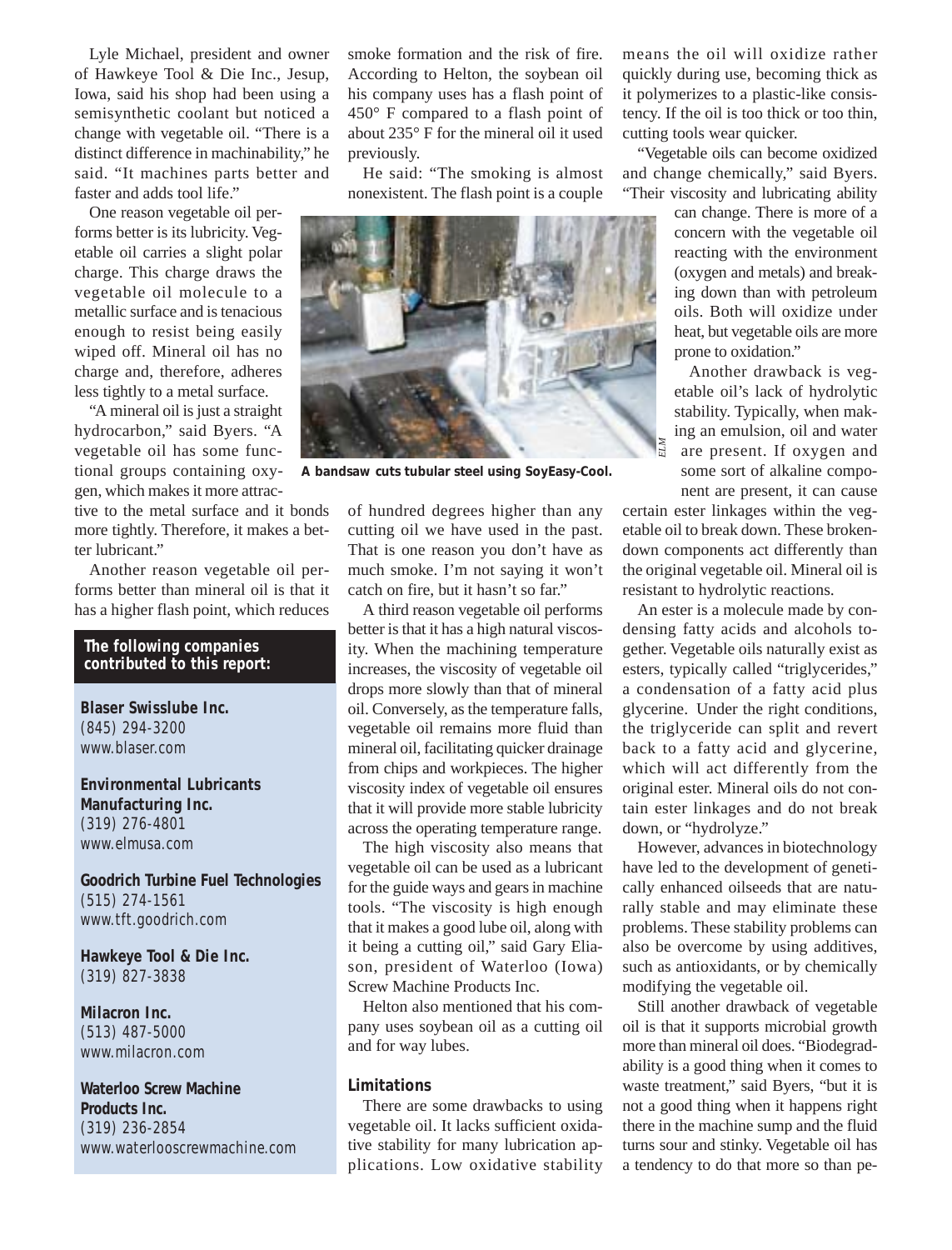Lyle Michael, president and owner of Hawkeye Tool & Die Inc., Jesup, Iowa, said his shop had been using a semisynthetic coolant but noticed a change with vegetable oil. "There is a distinct difference in machinability," he said. "It machines parts better and faster and adds tool life."

One reason vegetable oil performs better is its lubricity. Vegetable oil carries a slight polar charge. This charge draws the vegetable oil molecule to a metallic surface and is tenacious enough to resist being easily wiped off. Mineral oil has no charge and, therefore, adheres less tightly to a metal surface.

"A mineral oil is just a straight hydrocarbon," said Byers. "A vegetable oil has some functional groups containing oxygen, which makes it more attractive to the metal surface and it bonds more tightly. Therefore, it makes a better lubricant."

Another reason vegetable oil performs better than mineral oil is that it has a higher flash point, which reduces smoke formation and the risk of fire. According to Helton, the soybean oil his company uses has a flash point of 450° F compared to a flash point of about 235° F for the mineral oil it used previously.

He said: "The smoking is almost nonexistent. The flash point is a couple of hundred degrees higher than any cutting oil we have used in the past. That is one reason you don't have as much smoke. I'm not saying it won't catch on fire, but it hasn't so far."

A bandsaw cuts tubular steel using SoyEasy-Cool.

A third reason vegetable oil performs better is that it has a high natural viscosity. When the machining temperature increases, the viscosity of vegetable oil drops more slowly than that of mineral oil. Conversely, as the temperature falls, vegetable oil remains more fluid than mineral oil, facilitating quicker drainage from chips and workpieces. The higher viscosity index of vegetable oil ensures that it will provide more stable lubricity across the operating temperature range.

The high viscosity also means that vegetable oil can be used as a lubricant for the guide ways and gears in machine tools. "The viscosity is high enough that it makes a good lube oil, along with it being a cutting oil," said Gary Eliason, president of Waterloo (Iowa) Screw Machine Products Inc.

Helton also mentioned that his company uses soybean oil as a cutting oil and for way lubes.

### Limitations

There are some drawbacks to using vegetable oil. It lacks sufficient oxidative stability for many lubrication applications. Low oxidative stability means the oil will oxidize rather quickly during use, becoming thick as it polymerizes to a plastic-like consistency. If the oil is too thick or too thin, cutting tools wear quicker.

"Vegetable oils can become oxidized and change chemically," said Byers. "Their viscosity and lubricating ability can change. There is more of a concern with the vegetable oil reacting with the environment (oxygen and metals) and breaking down than with petroleum oils. Both will oxidize under heat, but vegetable oils are more prone to oxidation."

Another drawback is vegetable oil's lack of hydrolytic stability. Typically, when making an emulsion, oil and water are present. If oxygen and some sort of alkaline component are present, it can cause certain ester linkages within the vegetable oil to break down. These broken-down components act differently than the original vegetable oil. Mineral oil is resistant to hydrolytic reactions.

An ester is a molecule made by condensing fatty acids and alcohols together. Vegetable oils naturally exist as esters, typically called "triglycerides," a condensation of a fatty acid plus glycerine. Under the right conditions, the triglyceride can split and revert back to a fatty acid and glycerine, which will act differently from the original ester. Mineral oils do not contain ester linkages and do not break down, or "hydrolyze."

However, advances in biotechnology have led to the development of genetically enhanced oilseeds that are naturally stable and may eliminate these problems. These stability problems can also be overcome by using additives, such as antioxidants, or by chemically modifying the vegetable oil.

Still another drawback of vegetable oil is that it supports microbial growth more than mineral oil does. "Biodegradability is a good thing when it comes to waste treatment," said Byers, "but it is not a good thing when it happens right there in the machine sump and the fluid turns sour and stinky. Vegetable oil has a tendency to do that more so than pe-

**The following companies contributed to this report:**

**Blaser Swisslube Inc.**
(845) 294-3200
www.blaser.com

**Environmental Lubricants Manufacturing Inc.**
(319) 276-4801
www.elmusa.com

**Goodrich Turbine Fuel Technologies**
(515) 274-1561
www.tft.goodrich.com

**Hawkeye Tool & Die Inc.**
(319) 827-3838

**Milacron Inc.**
(513) 487-5000
www.milacron.com

**Waterloo Screw Machine Products Inc.**
(319) 236-2854
www.waterlooscrewmachine.com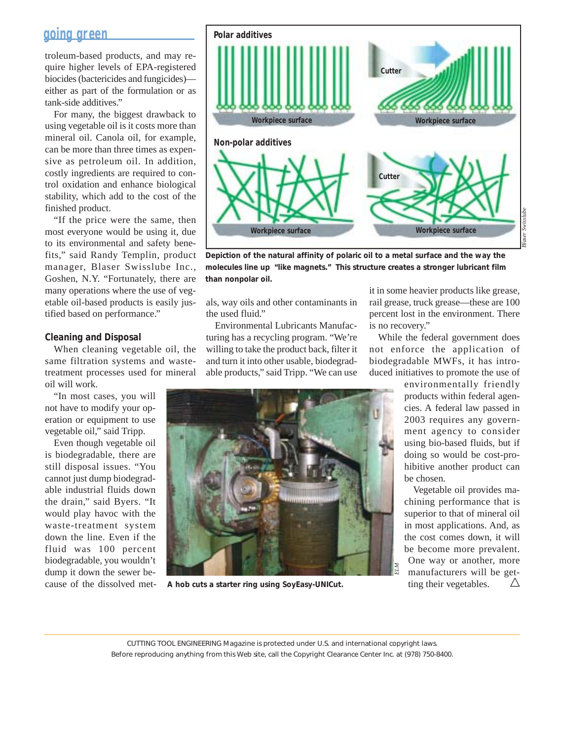troleum-based products, and may require higher levels of EPA-registered biocides (bactericides and fungicides)—either as part of the formulation or as tank-side additives."

For many, the biggest drawback to using vegetable oil is it costs more than mineral oil. Canola oil, for example, can be more than three times as expensive as petroleum oil. In addition, costly ingredients are required to control oxidation and enhance biological stability, which add to the cost of the finished product.

"If the price were the same, then most everyone would be using it, due to its environmental and safety benefits," said Randy Templin, product manager, Blaser Swisslube Inc., Goshen, N.Y. "Fortunately, there are many operations where the use of vegetable oil-based products is easily justified based on performance."

Polar additives

Cutter

Workpiece surface

Workpiece surface

Non-polar additives

Cutter

Workpiece surface

Workpiece surface

Blaser Swisslube

**Depiction of the natural affinity of polaric oil to a metal surface and the way the molecules line up "like magnets." This structure creates a stronger lubricant film than nonpolar oil.**

### Cleaning and Disposal

When cleaning vegetable oil, the same filtration systems and waste-treatment processes used for mineral oil will work.

"In most cases, you will not have to modify your operation or equipment to use vegetable oil," said Tripp.

Even though vegetable oil is biodegradable, there are still disposal issues. "You cannot just dump biodegradable industrial fluids down the drain," said Byers. "It would play havoc with the waste-treatment system down the line. Even if the fluid was 100 percent biodegradable, you wouldn't dump it down the sewer because of the dissolved metals, way oils and other contaminants in the used fluid."

Environmental Lubricants Manufacturing has a recycling program. "We're willing to take the product back, filter it and turn it into other usable, biodegradable products," said Tripp. "We can use it in some heavier products like grease, rail grease, truck grease—these are 100 percent lost in the environment. There is no recovery."

While the federal government does not enforce the application of biodegradable MWFs, it has introduced initiatives to promote the use of environmentally friendly products within federal agencies. A federal law passed in 2003 requires any government agency to consider using bio-based fluids, but if doing so would be cost-prohibitive another product can be chosen.

Vegetable oil provides machining performance that is superior to that of mineral oil in most applications. And, as the cost comes down, it will be become more prevalent. One way or another, more manufacturers will be getting their vegetables. △

ELM

**A hob cuts a starter ring using SoyEasy-UNICut.**